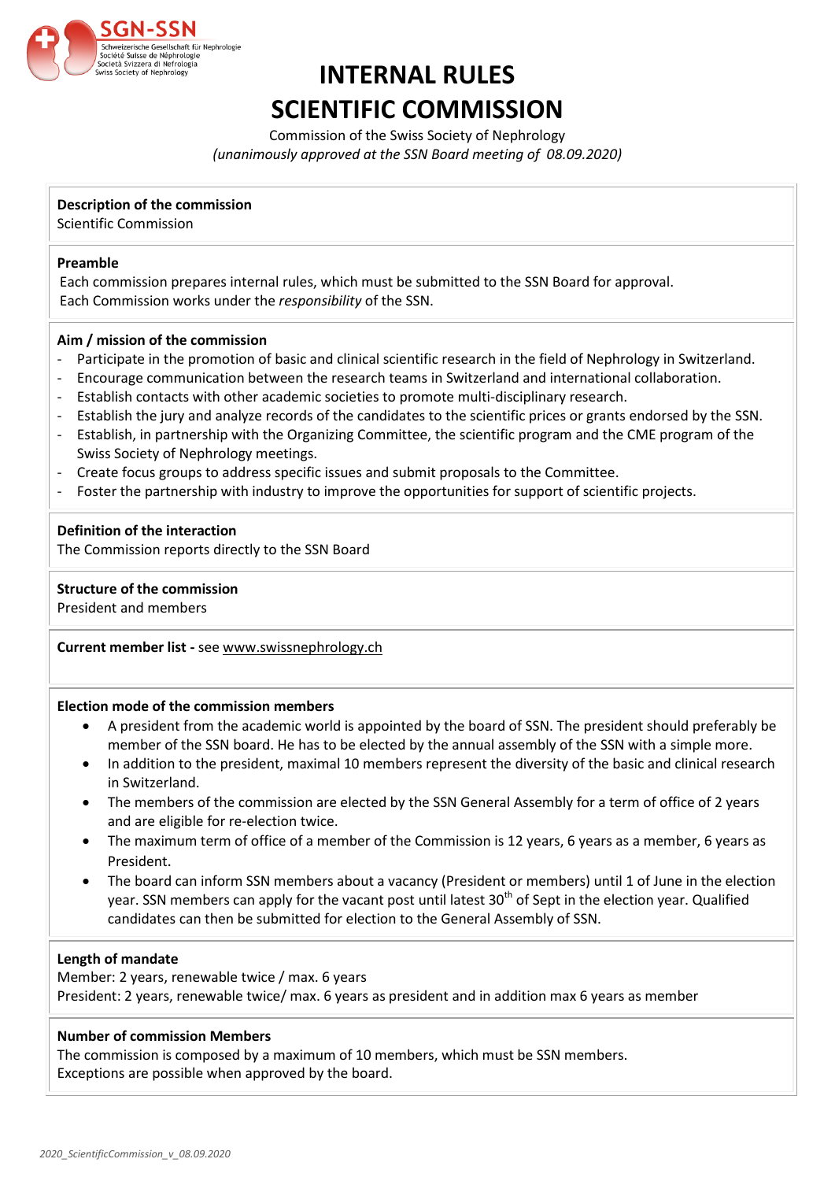# INTERNAL RULES
# SCIENTIFIC COMMISSION

Commission of the Swiss Society of Nephrology
*(unanimously approved at the SSN Board meeting of 08.09.2020)*

**Description of the commission**
Scientific Commission

**Preamble**
Each commission prepares internal rules, which must be submitted to the SSN Board for approval.
Each Commission works under the *responsibility* of the SSN.

**Aim / mission of the commission**

- Participate in the promotion of basic and clinical scientific research in the field of Nephrology in Switzerland.
- Encourage communication between the research teams in Switzerland and international collaboration.
- Establish contacts with other academic societies to promote multi-disciplinary research.
- Establish the jury and analyze records of the candidates to the scientific prices or grants endorsed by the SSN.
- Establish, in partnership with the Organizing Committee, the scientific program and the CME program of the Swiss Society of Nephrology meetings.
- Create focus groups to address specific issues and submit proposals to the Committee.
- Foster the partnership with industry to improve the opportunities for support of scientific projects.

**Definition of the interaction**
The Commission reports directly to the SSN Board

**Structure of the commission**
President and members

**Current member list -** see www.swissnephrology.ch

**Election mode of the commission members**

- A president from the academic world is appointed by the board of SSN. The president should preferably be member of the SSN board. He has to be elected by the annual assembly of the SSN with a simple more.
- In addition to the president, maximal 10 members represent the diversity of the basic and clinical research in Switzerland.
- The members of the commission are elected by the SSN General Assembly for a term of office of 2 years and are eligible for re-election twice.
- The maximum term of office of a member of the Commission is 12 years, 6 years as a member, 6 years as President.
- The board can inform SSN members about a vacancy (President or members) until 1 of June in the election year. SSN members can apply for the vacant post until latest 30th of Sept in the election year. Qualified candidates can then be submitted for election to the General Assembly of SSN.

**Length of mandate**
Member: 2 years, renewable twice / max. 6 years
President: 2 years, renewable twice/ max. 6 years as president and in addition max 6 years as member

**Number of commission Members**
The commission is composed by a maximum of 10 members, which must be SSN members.
Exceptions are possible when approved by the board.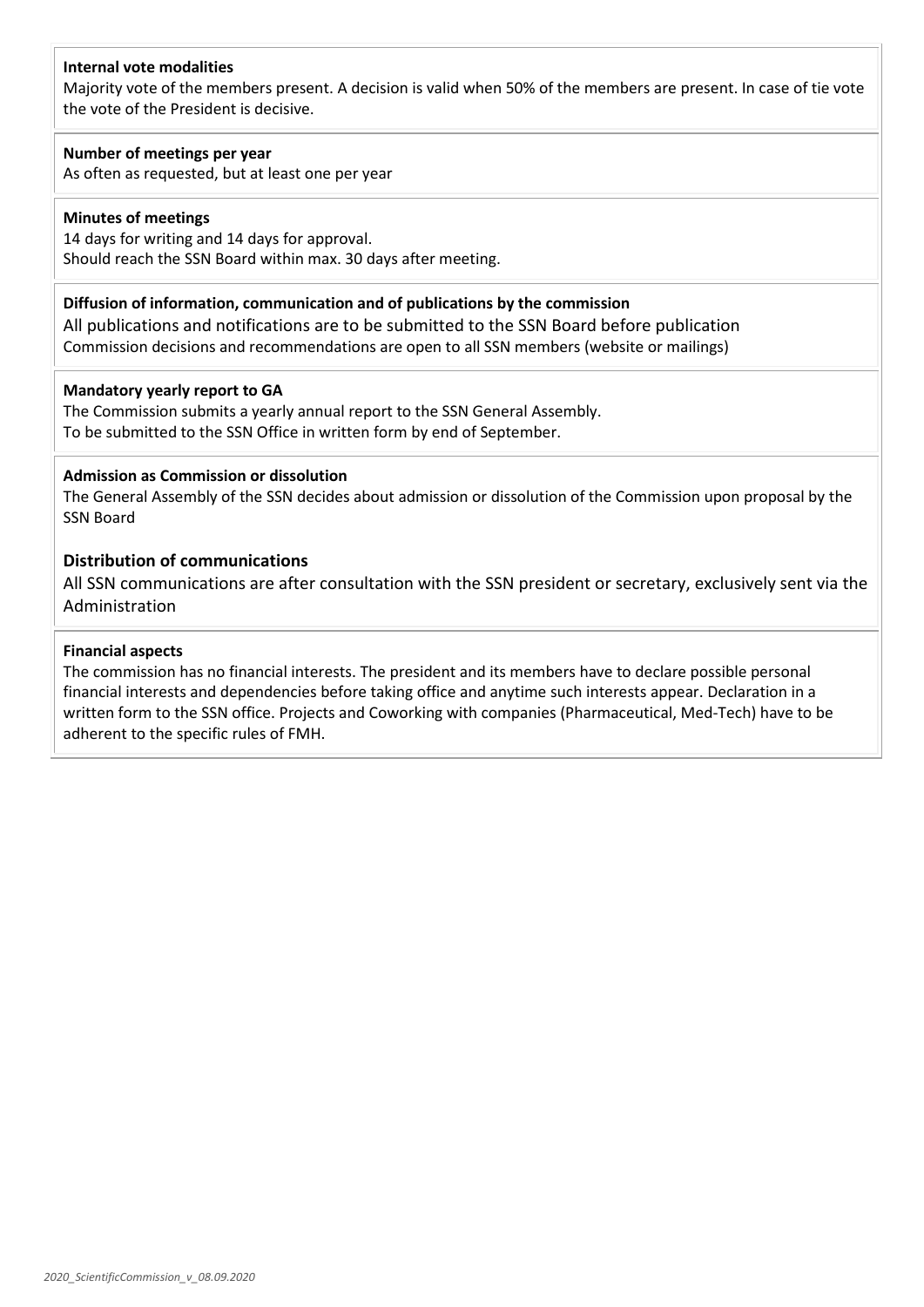**Internal vote modalities**

Majority vote of the members present. A decision is valid when 50% of the members are present. In case of tie vote the vote of the President is decisive.

**Number of meetings per year**

As often as requested, but at least one per year

**Minutes of meetings**

14 days for writing and 14 days for approval.
Should reach the SSN Board within max. 30 days after meeting.

**Diffusion of information, communication and of publications by the commission**

All publications and notifications are to be submitted to the SSN Board before publication
Commission decisions and recommendations are open to all SSN members (website or mailings)

**Mandatory yearly report to GA**

The Commission submits a yearly annual report to the SSN General Assembly.
To be submitted to the SSN Office in written form by end of September.

**Admission as Commission or dissolution**

The General Assembly of the SSN decides about admission or dissolution of the Commission upon proposal by the SSN Board

**Distribution of communications**

All SSN communications are after consultation with the SSN president or secretary, exclusively sent via the Administration

**Financial aspects**

The commission has no financial interests. The president and its members have to declare possible personal financial interests and dependencies before taking office and anytime such interests appear. Declaration in a written form to the SSN office. Projects and Coworking with companies (Pharmaceutical, Med-Tech) have to be adherent to the specific rules of FMH.